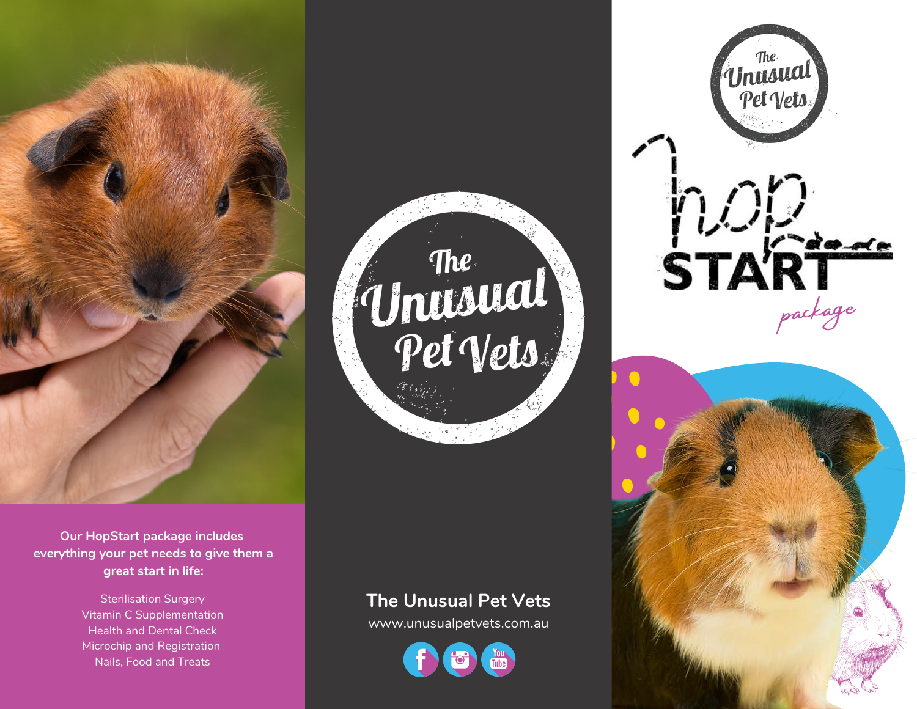**Our HopStart package includes everything your pet needs to give them a great start in life:**

Sterilisation Surgery
Vitamin C Supplementation
Health and Dental Check
Microchip and Registration
Nails, Food and Treats

The Unusual Pet Vets

## The Unusual Pet Vets

www.unusualpetvets.com.au

The Unusual Pet Vets

# hop START

*package*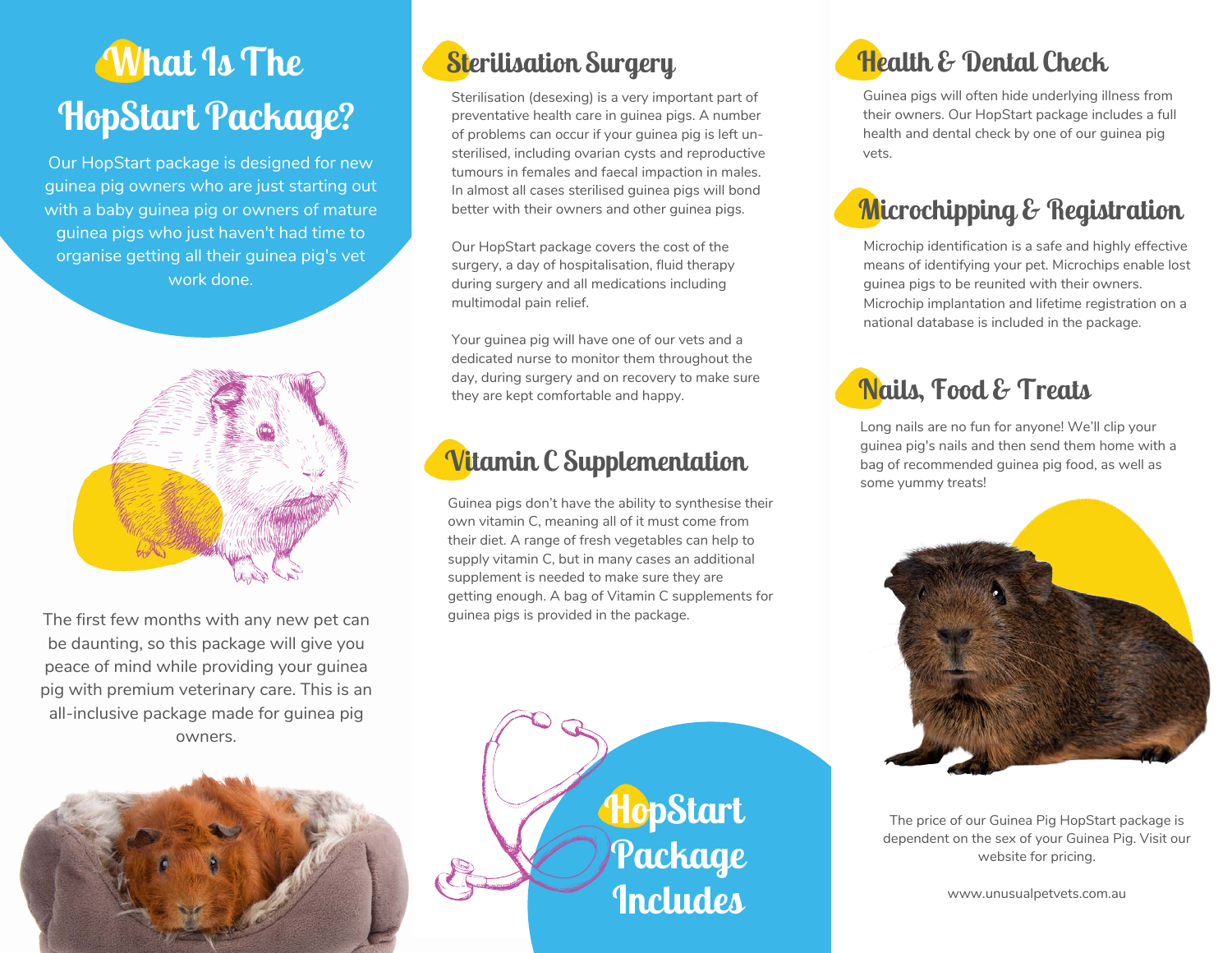# What Is The HopStart Package?

Our HopStart package is designed for new guinea pig owners who are just starting out with a baby guinea pig or owners of mature guinea pigs who just haven't had time to organise getting all their guinea pig's vet work done.

The first few months with any new pet can be daunting, so this package will give you peace of mind while providing your guinea pig with premium veterinary care. This is an all-inclusive package made for guinea pig owners.

## Sterilisation Surgery

Sterilisation (desexing) is a very important part of preventative health care in guinea pigs. A number of problems can occur if your guinea pig is left un-sterilised, including ovarian cysts and reproductive tumours in females and faecal impaction in males. In almost all cases sterilised guinea pigs will bond better with their owners and other guinea pigs.

Our HopStart package covers the cost of the surgery, a day of hospitalisation, fluid therapy during surgery and all medications including multimodal pain relief.

Your guinea pig will have one of our vets and a dedicated nurse to monitor them throughout the day, during surgery and on recovery to make sure they are kept comfortable and happy.

## Vitamin C Supplementation

Guinea pigs don't have the ability to synthesise their own vitamin C, meaning all of it must come from their diet. A range of fresh vegetables can help to supply vitamin C, but in many cases an additional supplement is needed to make sure they are getting enough. A bag of Vitamin C supplements for guinea pigs is provided in the package.

# HopStart Package Includes

## Health & Dental Check

Guinea pigs will often hide underlying illness from their owners. Our HopStart package includes a full health and dental check by one of our guinea pig vets.

## Microchipping & Registration

Microchip identification is a safe and highly effective means of identifying your pet. Microchips enable lost guinea pigs to be reunited with their owners. Microchip implantation and lifetime registration on a national database is included in the package.

## Nails, Food & Treats

Long nails are no fun for anyone! We'll clip your guinea pig's nails and then send them home with a bag of recommended guinea pig food, as well as some yummy treats!

The price of our Guinea Pig HopStart package is dependent on the sex of your Guinea Pig. Visit our website for pricing.

www.unusualpetvets.com.au